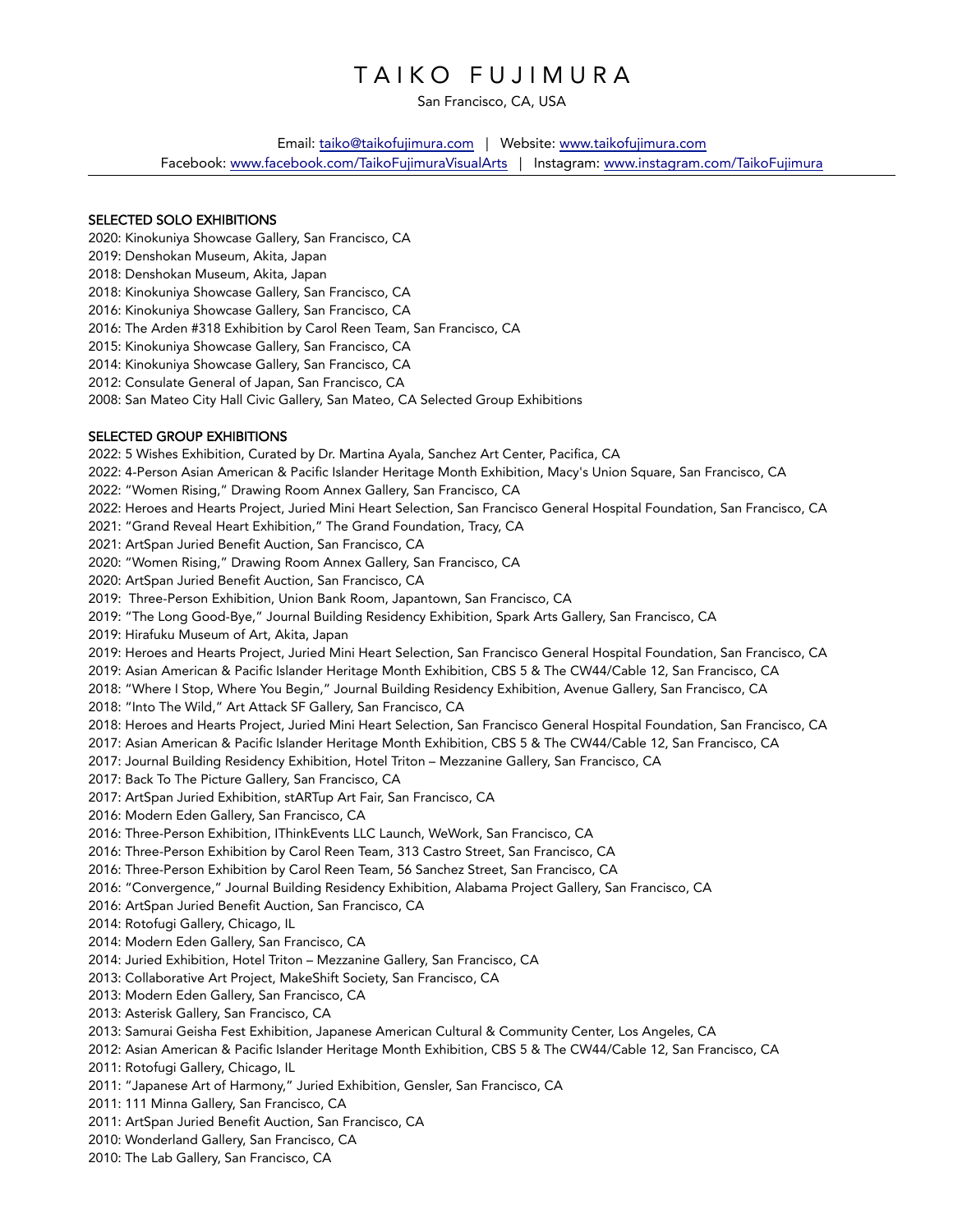# TAIKO FUJIMURA

San Francisco, CA, USA

Email: taiko@taikofujimura.com | Website: www.taikofujimura.com
Facebook: www.facebook.com/TaikoFujimuraVisualArts | Instagram: www.instagram.com/TaikoFujimura

## SELECTED SOLO EXHIBITIONS

2020: Kinokuniya Showcase Gallery, San Francisco, CA
2019: Denshokan Museum, Akita, Japan
2018: Denshokan Museum, Akita, Japan
2018: Kinokuniya Showcase Gallery, San Francisco, CA
2016: Kinokuniya Showcase Gallery, San Francisco, CA
2016: The Arden #318 Exhibition by Carol Reen Team, San Francisco, CA
2015: Kinokuniya Showcase Gallery, San Francisco, CA
2014: Kinokuniya Showcase Gallery, San Francisco, CA
2012: Consulate General of Japan, San Francisco, CA
2008: San Mateo City Hall Civic Gallery, San Mateo, CA Selected Group Exhibitions

## SELECTED GROUP EXHIBITIONS

2022: 5 Wishes Exhibition, Curated by Dr. Martina Ayala, Sanchez Art Center, Pacifica, CA
2022: 4-Person Asian American & Pacific Islander Heritage Month Exhibition, Macy's Union Square, San Francisco, CA
2022: "Women Rising," Drawing Room Annex Gallery, San Francisco, CA
2022: Heroes and Hearts Project, Juried Mini Heart Selection, San Francisco General Hospital Foundation, San Francisco, CA
2021: "Grand Reveal Heart Exhibition," The Grand Foundation, Tracy, CA
2021: ArtSpan Juried Benefit Auction, San Francisco, CA
2020: "Women Rising," Drawing Room Annex Gallery, San Francisco, CA
2020: ArtSpan Juried Benefit Auction, San Francisco, CA
2019: Three-Person Exhibition, Union Bank Room, Japantown, San Francisco, CA
2019: "The Long Good-Bye," Journal Building Residency Exhibition, Spark Arts Gallery, San Francisco, CA
2019: Hirafuku Museum of Art, Akita, Japan
2019: Heroes and Hearts Project, Juried Mini Heart Selection, San Francisco General Hospital Foundation, San Francisco, CA
2019: Asian American & Pacific Islander Heritage Month Exhibition, CBS 5 & The CW44/Cable 12, San Francisco, CA
2018: "Where I Stop, Where You Begin," Journal Building Residency Exhibition, Avenue Gallery, San Francisco, CA
2018: "Into The Wild," Art Attack SF Gallery, San Francisco, CA
2018: Heroes and Hearts Project, Juried Mini Heart Selection, San Francisco General Hospital Foundation, San Francisco, CA
2017: Asian American & Pacific Islander Heritage Month Exhibition, CBS 5 & The CW44/Cable 12, San Francisco, CA
2017: Journal Building Residency Exhibition, Hotel Triton – Mezzanine Gallery, San Francisco, CA
2017: Back To The Picture Gallery, San Francisco, CA
2017: ArtSpan Juried Exhibition, stARTup Art Fair, San Francisco, CA
2016: Modern Eden Gallery, San Francisco, CA
2016: Three-Person Exhibition, IThinkEvents LLC Launch, WeWork, San Francisco, CA
2016: Three-Person Exhibition by Carol Reen Team, 313 Castro Street, San Francisco, CA
2016: Three-Person Exhibition by Carol Reen Team, 56 Sanchez Street, San Francisco, CA
2016: "Convergence," Journal Building Residency Exhibition, Alabama Project Gallery, San Francisco, CA
2016: ArtSpan Juried Benefit Auction, San Francisco, CA
2014: Rotofugi Gallery, Chicago, IL
2014: Modern Eden Gallery, San Francisco, CA
2014: Juried Exhibition, Hotel Triton – Mezzanine Gallery, San Francisco, CA
2013: Collaborative Art Project, MakeShift Society, San Francisco, CA
2013: Modern Eden Gallery, San Francisco, CA
2013: Asterisk Gallery, San Francisco, CA
2013: Samurai Geisha Fest Exhibition, Japanese American Cultural & Community Center, Los Angeles, CA
2012: Asian American & Pacific Islander Heritage Month Exhibition, CBS 5 & The CW44/Cable 12, San Francisco, CA
2011: Rotofugi Gallery, Chicago, IL
2011: "Japanese Art of Harmony," Juried Exhibition, Gensler, San Francisco, CA
2011: 111 Minna Gallery, San Francisco, CA
2011: ArtSpan Juried Benefit Auction, San Francisco, CA
2010: Wonderland Gallery, San Francisco, CA
2010: The Lab Gallery, San Francisco, CA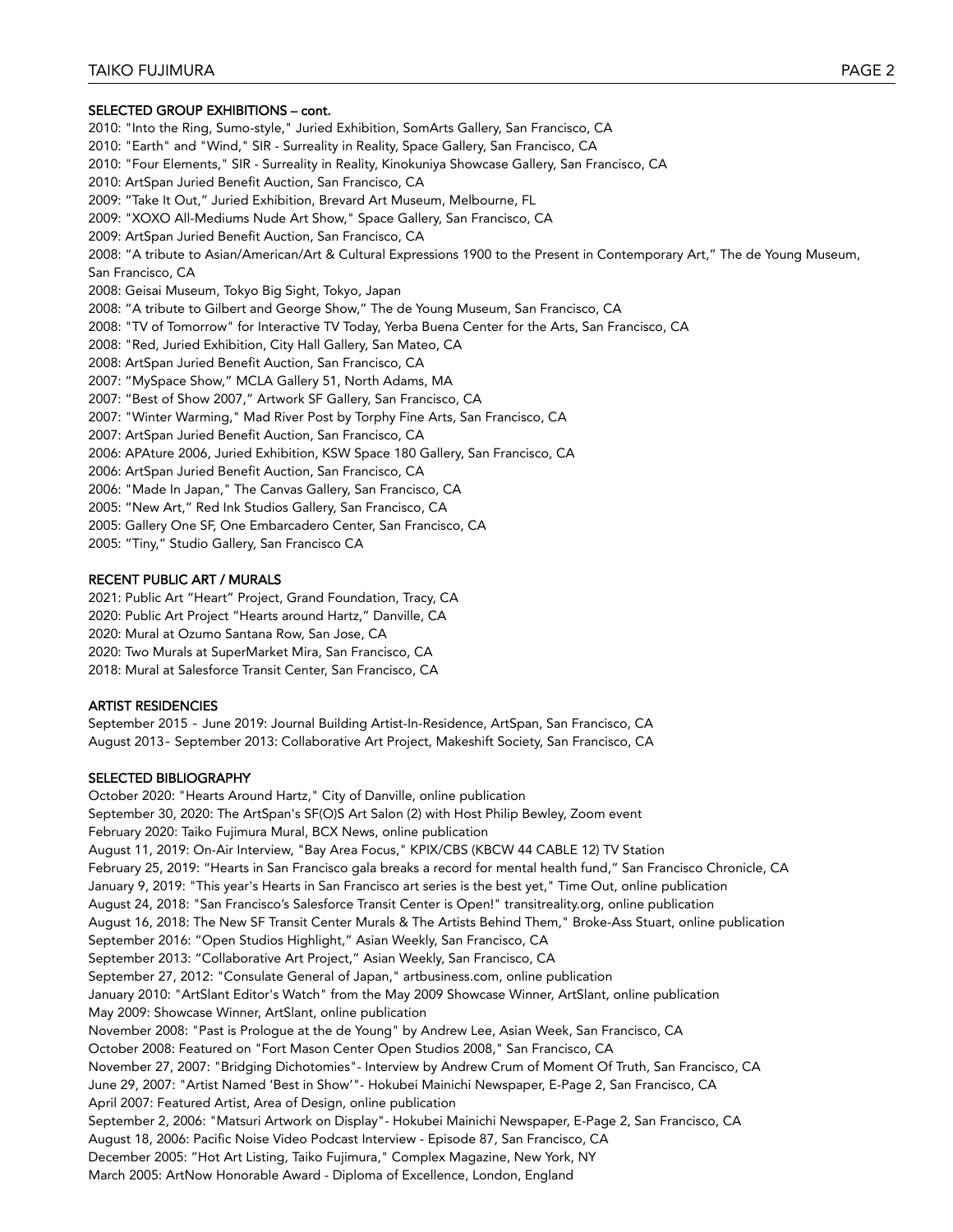## SELECTED GROUP EXHIBITIONS – cont.

2010: "Into the Ring, Sumo-style," Juried Exhibition, SomArts Gallery, San Francisco, CA
2010: "Earth" and "Wind," SIR - Surreality in Reality, Space Gallery, San Francisco, CA
2010: "Four Elements," SIR - Surreality in Reality, Kinokuniya Showcase Gallery, San Francisco, CA
2010: ArtSpan Juried Benefit Auction, San Francisco, CA
2009: "Take It Out," Juried Exhibition, Brevard Art Museum, Melbourne, FL
2009: "XOXO All-Mediums Nude Art Show," Space Gallery, San Francisco, CA
2009: ArtSpan Juried Benefit Auction, San Francisco, CA
2008: "A tribute to Asian/American/Art & Cultural Expressions 1900 to the Present in Contemporary Art," The de Young Museum, San Francisco, CA
2008: Geisai Museum, Tokyo Big Sight, Tokyo, Japan
2008: "A tribute to Gilbert and George Show," The de Young Museum, San Francisco, CA
2008: "TV of Tomorrow" for Interactive TV Today, Yerba Buena Center for the Arts, San Francisco, CA
2008: "Red, Juried Exhibition, City Hall Gallery, San Mateo, CA
2008: ArtSpan Juried Benefit Auction, San Francisco, CA
2007: "MySpace Show," MCLA Gallery 51, North Adams, MA
2007: "Best of Show 2007," Artwork SF Gallery, San Francisco, CA
2007: "Winter Warming," Mad River Post by Torphy Fine Arts, San Francisco, CA
2007: ArtSpan Juried Benefit Auction, San Francisco, CA
2006: APAture 2006, Juried Exhibition, KSW Space 180 Gallery, San Francisco, CA
2006: ArtSpan Juried Benefit Auction, San Francisco, CA
2006: "Made In Japan," The Canvas Gallery, San Francisco, CA
2005: "New Art," Red Ink Studios Gallery, San Francisco, CA
2005: Gallery One SF, One Embarcadero Center, San Francisco, CA
2005: "Tiny," Studio Gallery, San Francisco CA

## RECENT PUBLIC ART / MURALS

2021: Public Art "Heart" Project, Grand Foundation, Tracy, CA
2020: Public Art Project "Hearts around Hartz," Danville, CA
2020: Mural at Ozumo Santana Row, San Jose, CA
2020: Two Murals at SuperMarket Mira, San Francisco, CA
2018: Mural at Salesforce Transit Center, San Francisco, CA

## ARTIST RESIDENCIES

September 2015 – June 2019: Journal Building Artist-In-Residence, ArtSpan, San Francisco, CA
August 2013– September 2013: Collaborative Art Project, Makeshift Society, San Francisco, CA

## SELECTED BIBLIOGRAPHY

October 2020: "Hearts Around Hartz," City of Danville, online publication
September 30, 2020: The ArtSpan's SF(O)S Art Salon (2) with Host Philip Bewley, Zoom event
February 2020: Taiko Fujimura Mural, BCX News, online publication
August 11, 2019: On-Air Interview, "Bay Area Focus," KPIX/CBS (KBCW 44 CABLE 12) TV Station
February 25, 2019: "Hearts in San Francisco gala breaks a record for mental health fund," San Francisco Chronicle, CA
January 9, 2019: "This year's Hearts in San Francisco art series is the best yet," Time Out, online publication
August 24, 2018: "San Francisco's Salesforce Transit Center is Open!" transitreality.org, online publication
August 16, 2018: The New SF Transit Center Murals & The Artists Behind Them," Broke-Ass Stuart, online publication
September 2016: "Open Studios Highlight," Asian Weekly, San Francisco, CA
September 2013: "Collaborative Art Project," Asian Weekly, San Francisco, CA
September 27, 2012: "Consulate General of Japan," artbusiness.com, online publication
January 2010: "ArtSlant Editor's Watch" from the May 2009 Showcase Winner, ArtSlant, online publication
May 2009: Showcase Winner, ArtSlant, online publication
November 2008: "Past is Prologue at the de Young" by Andrew Lee, Asian Week, San Francisco, CA
October 2008: Featured on "Fort Mason Center Open Studios 2008," San Francisco, CA
November 27, 2007: "Bridging Dichotomies"- Interview by Andrew Crum of Moment Of Truth, San Francisco, CA
June 29, 2007: "Artist Named 'Best in Show'"- Hokubei Mainichi Newspaper, E-Page 2, San Francisco, CA
April 2007: Featured Artist, Area of Design, online publication
September 2, 2006: "Matsuri Artwork on Display"- Hokubei Mainichi Newspaper, E-Page 2, San Francisco, CA
August 18, 2006: Pacific Noise Video Podcast Interview - Episode 87, San Francisco, CA
December 2005: "Hot Art Listing, Taiko Fujimura," Complex Magazine, New York, NY
March 2005: ArtNow Honorable Award - Diploma of Excellence, London, England